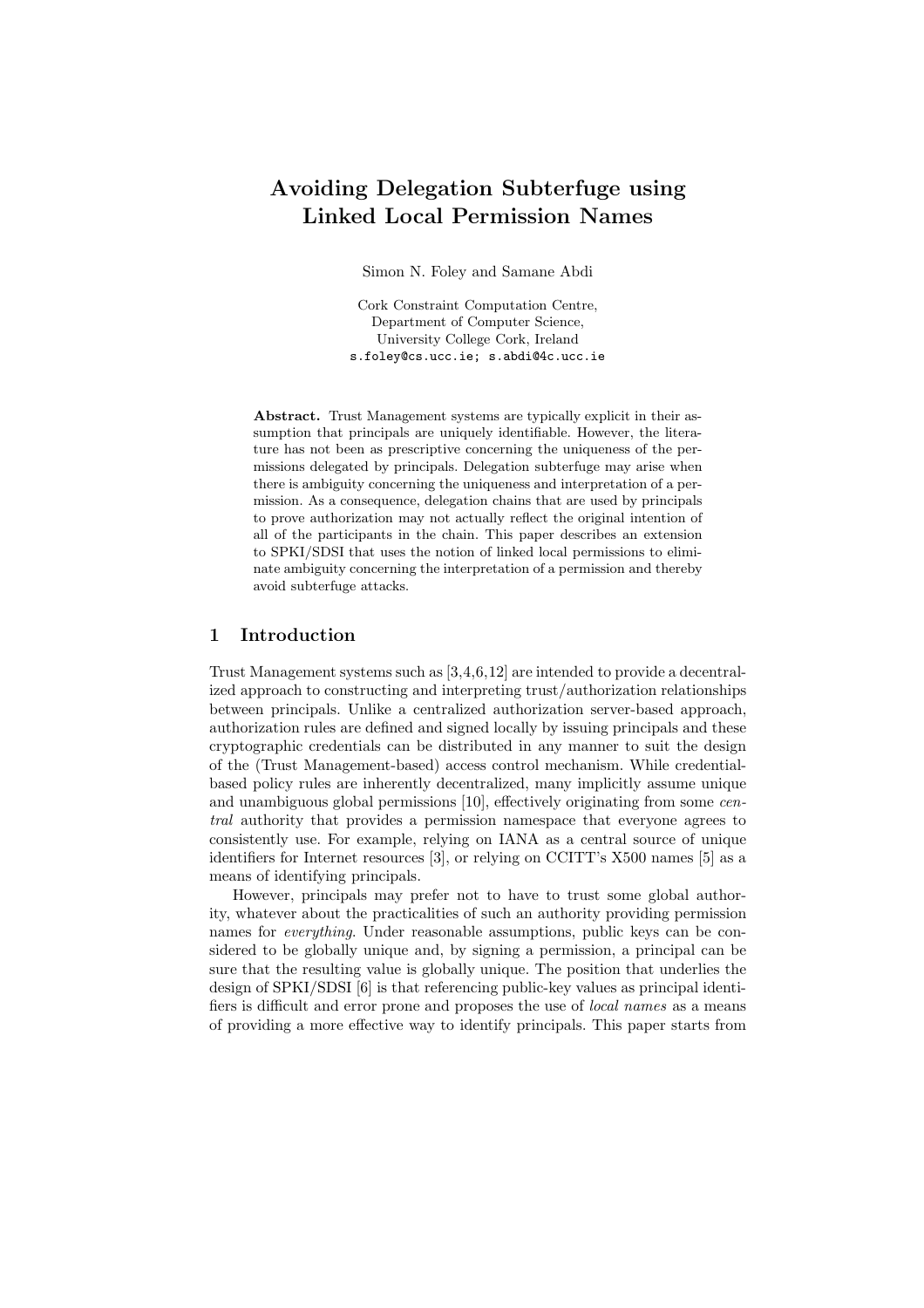# Avoiding Delegation Subterfuge using Linked Local Permission Names

Simon N. Foley and Samane Abdi

Cork Constraint Computation Centre,  
Department of Computer Science,  
University College Cork, Ireland  
s.foley@cs.ucc.ie; s.abdi@4c.ucc.ie

**Abstract.** Trust Management systems are typically explicit in their assumption that principals are uniquely identifiable. However, the literature has not been as prescriptive concerning the uniqueness of the permissions delegated by principals. Delegation subterfuge may arise when there is ambiguity concerning the uniqueness and interpretation of a permission. As a consequence, delegation chains that are used by principals to prove authorization may not actually reflect the original intention of all of the participants in the chain. This paper describes an extension to SPKI/SDSI that uses the notion of linked local permissions to eliminate ambiguity concerning the interpretation of a permission and thereby avoid subterfuge attacks.

## 1 Introduction

Trust Management systems such as [3,4,6,12] are intended to provide a decentralized approach to constructing and interpreting trust/authorization relationships between principals. Unlike a centralized authorization server-based approach, authorization rules are defined and signed locally by issuing principals and these cryptographic credentials can be distributed in any manner to suit the design of the (Trust Management-based) access control mechanism. While credential-based policy rules are inherently decentralized, many implicitly assume unique and unambiguous global permissions [10], effectively originating from some *central* authority that provides a permission namespace that everyone agrees to consistently use. For example, relying on IANA as a central source of unique identifiers for Internet resources [3], or relying on CCITT's X500 names [5] as a means of identifying principals.

However, principals may prefer not to have to trust some global authority, whatever about the practicalities of such an authority providing permission names for *everything*. Under reasonable assumptions, public keys can be considered to be globally unique and, by signing a permission, a principal can be sure that the resulting value is globally unique. The position that underlies the design of SPKI/SDSI [6] is that referencing public-key values as principal identifiers is difficult and error prone and proposes the use of *local names* as a means of providing a more effective way to identify principals. This paper starts from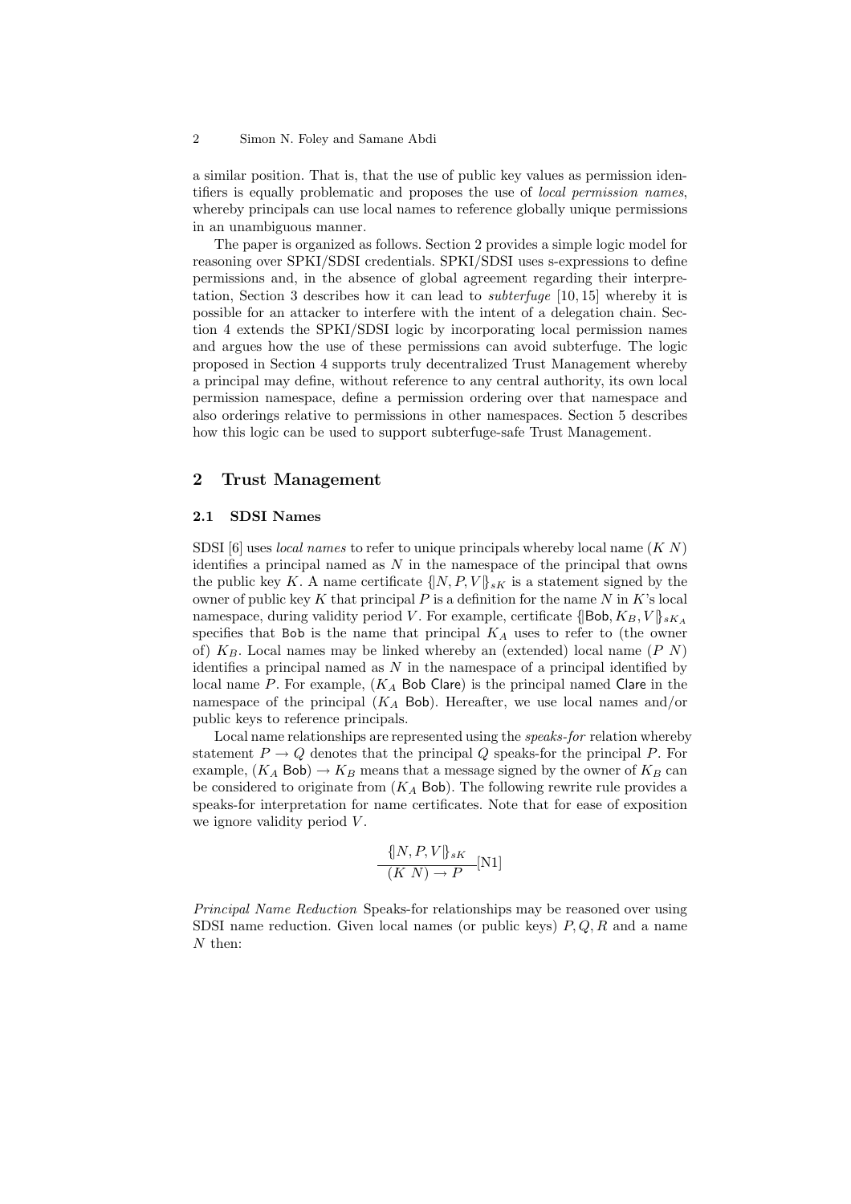a similar position. That is, that the use of public key values as permission identifiers is equally problematic and proposes the use of *local permission names*, whereby principals can use local names to reference globally unique permissions in an unambiguous manner.

The paper is organized as follows. Section 2 provides a simple logic model for reasoning over SPKI/SDSI credentials. SPKI/SDSI uses s-expressions to define permissions and, in the absence of global agreement regarding their interpretation, Section 3 describes how it can lead to *subterfuge* [10, 15] whereby it is possible for an attacker to interfere with the intent of a delegation chain. Section 4 extends the SPKI/SDSI logic by incorporating local permission names and argues how the use of these permissions can avoid subterfuge. The logic proposed in Section 4 supports truly decentralized Trust Management whereby a principal may define, without reference to any central authority, its own local permission namespace, define a permission ordering over that namespace and also orderings relative to permissions in other namespaces. Section 5 describes how this logic can be used to support subterfuge-safe Trust Management.

## 2 Trust Management

### 2.1 SDSI Names

SDSI [6] uses *local names* to refer to unique principals whereby local name $(K\ N)$ identifies a principal named as $N$ in the namespace of the principal that owns the public key $K$. A name certificate $\{\!|N, P, V|\!\}_{sK}$ is a statement signed by the owner of public key $K$ that principal $P$ is a definition for the name $N$ in $K$'s local namespace, during validity period $V$. For example, certificate $\{\!|\mathsf{Bob}, K_B, V|\!\}_{sK_A}$ specifies that $\mathsf{Bob}$ is the name that principal $K_A$ uses to refer to (the owner of) $K_B$. Local names may be linked whereby an (extended) local name $(P\ N)$ identifies a principal named as $N$ in the namespace of a principal identified by local name $P$. For example, $(K_A\ \mathsf{Bob}\ \mathsf{Clare})$ is the principal named $\mathsf{Clare}$ in the namespace of the principal $(K_A\ \mathsf{Bob})$. Hereafter, we use local names and/or public keys to reference principals.

Local name relationships are represented using the *speaks-for* relation whereby statement $P \rightarrow Q$ denotes that the principal $Q$ speaks-for the principal $P$. For example, $(K_A\ \mathsf{Bob}) \rightarrow K_B$ means that a message signed by the owner of $K_B$ can be considered to originate from $(K_A\ \mathsf{Bob})$. The following rewrite rule provides a speaks-for interpretation for name certificates. Note that for ease of exposition we ignore validity period $V$.

$$\frac{\{\!|N, P, V|\!\}_{sK}}{(K\ N) \rightarrow P}[\text{N1}]$$

*Principal Name Reduction* Speaks-for relationships may be reasoned over using SDSI name reduction. Given local names (or public keys) $P, Q, R$ and a name $N$ then: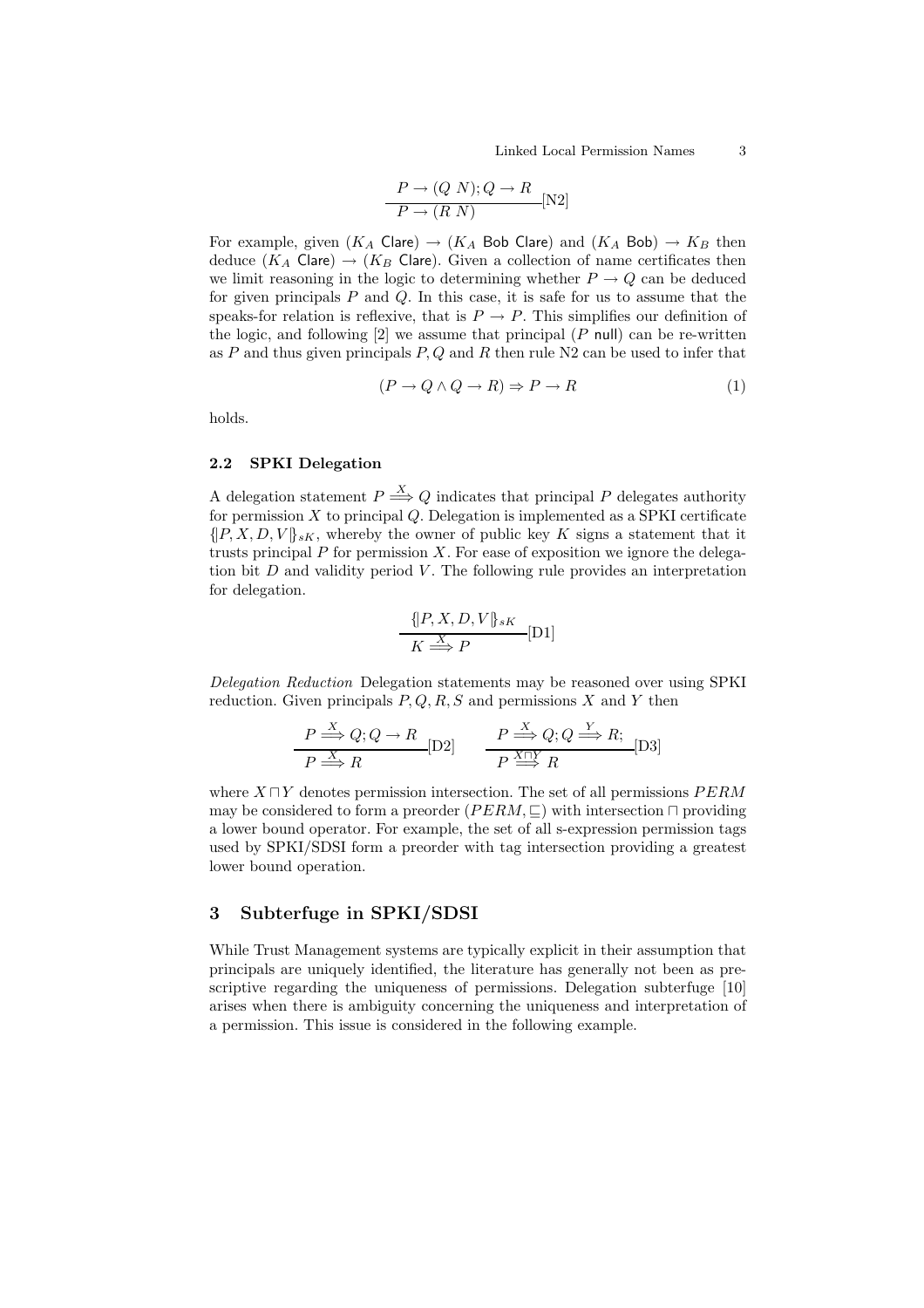$$\frac{P \rightarrow (Q\ N); Q \rightarrow R}{P \rightarrow (R\ N)} [\text{N2}]$$

For example, given ($K_A$ Clare) $\rightarrow$ ($K_A$ Bob Clare) and ($K_A$ Bob) $\rightarrow K_B$ then deduce ($K_A$ Clare) $\rightarrow$ ($K_B$ Clare). Given a collection of name certificates then we limit reasoning in the logic to determining whether $P \rightarrow Q$ can be deduced for given principals $P$ and $Q$. In this case, it is safe for us to assume that the speaks-for relation is reflexive, that is $P \rightarrow P$. This simplifies our definition of the logic, and following [2] we assume that principal ($P$ null) can be re-written as $P$ and thus given principals $P, Q$ and $R$ then rule N2 can be used to infer that

$$(P \rightarrow Q \wedge Q \rightarrow R) \Rightarrow P \rightarrow R \tag{1}$$

holds.

### 2.2 SPKI Delegation

A delegation statement $P \stackrel{X}{\Longrightarrow} Q$ indicates that principal $P$ delegates authority for permission $X$ to principal $Q$. Delegation is implemented as a SPKI certificate $\{\!|P, X, D, V|\!\}_{sK}$, whereby the owner of public key $K$ signs a statement that it trusts principal $P$ for permission $X$. For ease of exposition we ignore the delegation bit $D$ and validity period $V$. The following rule provides an interpretation for delegation.

$$\frac{\{\!|P, X, D, V|\!\}_{sK}}{K \stackrel{X}{\Longrightarrow} P} [\text{D1}]$$

*Delegation Reduction* Delegation statements may be reasoned over using SPKI reduction. Given principals $P, Q, R, S$ and permissions $X$ and $Y$ then

$$\frac{P \stackrel{X}{\Longrightarrow} Q; Q \rightarrow R}{P \stackrel{X}{\Longrightarrow} R} [\text{D2}] \qquad \frac{P \stackrel{X}{\Longrightarrow} Q; Q \stackrel{Y}{\Longrightarrow} R;}{P \stackrel{X \sqcap Y}{\Longrightarrow} R} [\text{D3}]$$

where $X \sqcap Y$ denotes permission intersection. The set of all permissions $PERM$ may be considered to form a preorder $(PERM, \sqsubseteq)$ with intersection $\sqcap$ providing a lower bound operator. For example, the set of all s-expression permission tags used by SPKI/SDSI form a preorder with tag intersection providing a greatest lower bound operation.

## 3 Subterfuge in SPKI/SDSI

While Trust Management systems are typically explicit in their assumption that principals are uniquely identified, the literature has generally not been as prescriptive regarding the uniqueness of permissions. Delegation subterfuge [10] arises when there is ambiguity concerning the uniqueness and interpretation of a permission. This issue is considered in the following example.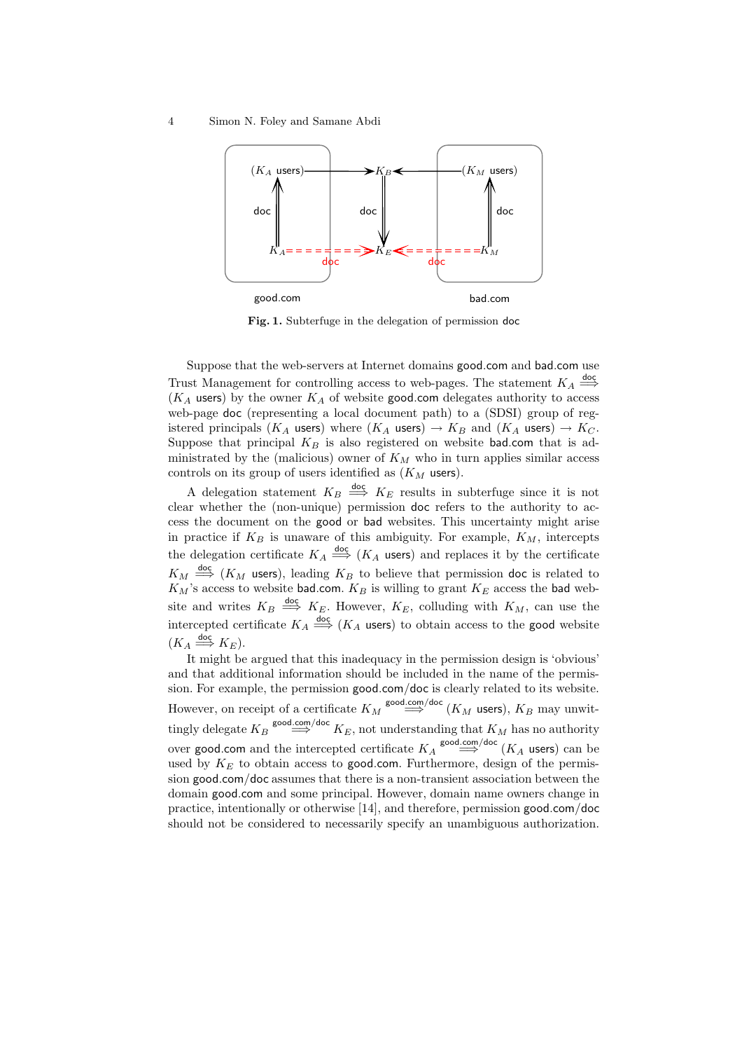**Fig. 1.** Subterfuge in the delegation of permission doc

Suppose that the web-servers at Internet domains good.com and bad.com use Trust Management for controlling access to web-pages. The statement $K_A \stackrel{\text{doc}}{\Longrightarrow} (K_A \text{ users})$ by the owner $K_A$ of website good.com delegates authority to access web-page doc (representing a local document path) to a (SDSI) group of registered principals $(K_A \text{ users})$ where $(K_A \text{ users}) \rightarrow K_B$ and $(K_A \text{ users}) \rightarrow K_C$. Suppose that principal $K_B$ is also registered on website bad.com that is administrated by the (malicious) owner of $K_M$ who in turn applies similar access controls on its group of users identified as $(K_M \text{ users})$.

A delegation statement $K_B \stackrel{\text{doc}}{\Longrightarrow} K_E$ results in subterfuge since it is not clear whether the (non-unique) permission doc refers to the authority to access the document on the good or bad websites. This uncertainty might arise in practice if $K_B$ is unaware of this ambiguity. For example, $K_M$, intercepts the delegation certificate $K_A \stackrel{\text{doc}}{\Longrightarrow} (K_A \text{ users})$ and replaces it by the certificate $K_M \stackrel{\text{doc}}{\Longrightarrow} (K_M \text{ users})$, leading $K_B$ to believe that permission doc is related to $K_M$'s access to website bad.com. $K_B$ is willing to grant $K_E$ access the bad website and writes $K_B \stackrel{\text{doc}}{\Longrightarrow} K_E$. However, $K_E$, colluding with $K_M$, can use the intercepted certificate $K_A \stackrel{\text{doc}}{\Longrightarrow} (K_A \text{ users})$ to obtain access to the good website $(K_A \stackrel{\text{doc}}{\Longrightarrow} K_E)$.

It might be argued that this inadequacy in the permission design is 'obvious' and that additional information should be included in the name of the permission. For example, the permission good.com/doc is clearly related to its website. However, on receipt of a certificate $K_M \stackrel{\text{good.com/doc}}{\Longrightarrow} (K_M \text{ users})$, $K_B$ may unwittingly delegate $K_B \stackrel{\text{good.com/doc}}{\Longrightarrow} K_E$, not understanding that $K_M$ has no authority over good.com and the intercepted certificate $K_A \stackrel{\text{good.com/doc}}{\Longrightarrow} (K_A \text{ users})$ can be used by $K_E$ to obtain access to good.com. Furthermore, design of the permission good.com/doc assumes that there is a non-transient association between the domain good.com and some principal. However, domain name owners change in practice, intentionally or otherwise [14], and therefore, permission good.com/doc should not be considered to necessarily specify an unambiguous authorization.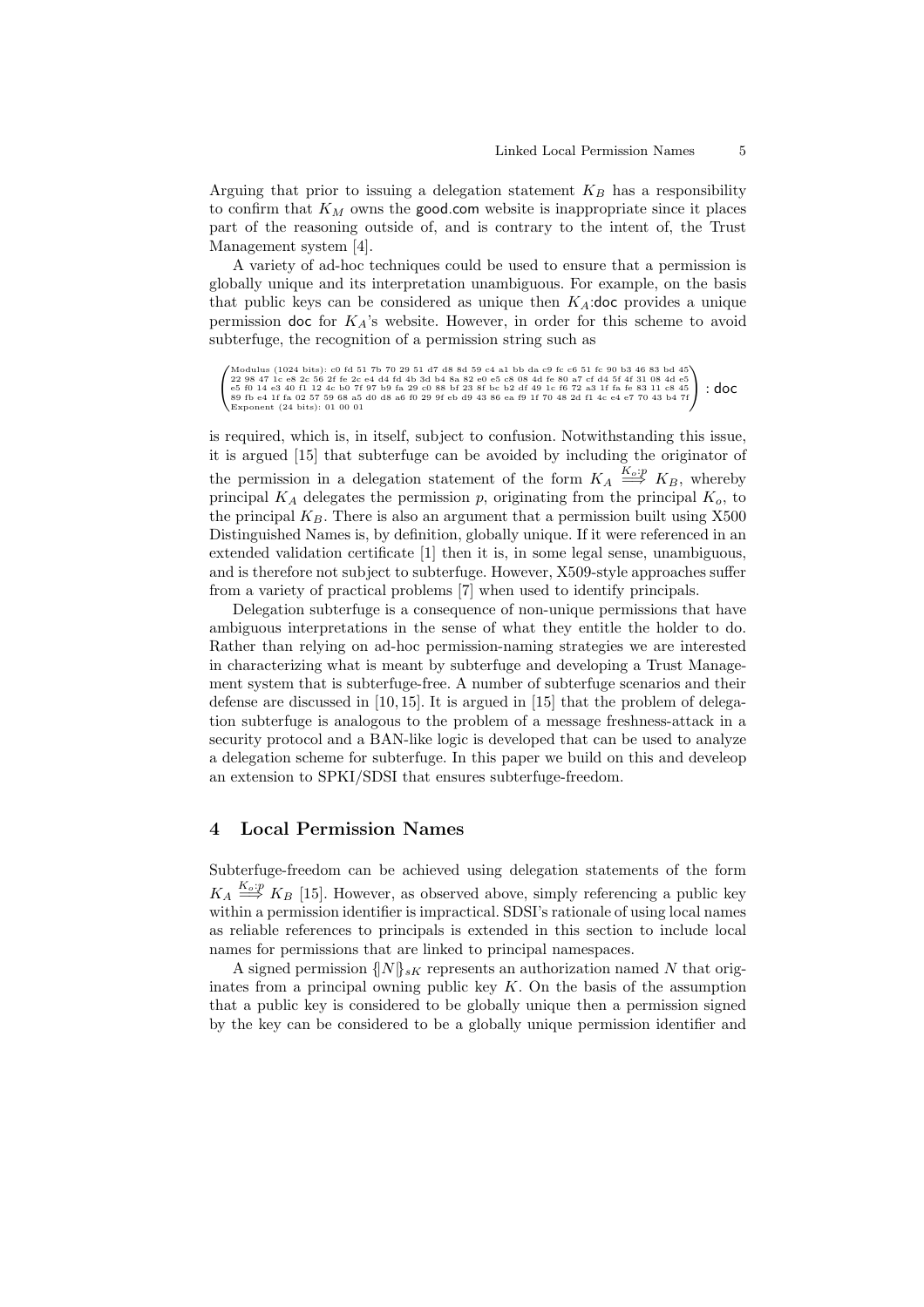Arguing that prior to issuing a delegation statement $K_B$ has a responsibility to confirm that $K_M$ owns the good.com website is inappropriate since it places part of the reasoning outside of, and is contrary to the intent of, the Trust Management system [4].

A variety of ad-hoc techniques could be used to ensure that a permission is globally unique and its interpretation unambiguous. For example, on the basis that public keys can be considered as unique then $K_A$:doc provides a unique permission doc for $K_A$'s website. However, in order for this scheme to avoid subterfuge, the recognition of a permission string such as

$$\begin{pmatrix} \text{Modulus (1024 bits): c0 fd 51 7b 70 29 51 d7 d8 8d 59 c4 a1 bb da c9 fc c6 51 fc 90 b3 46 83 bd 45} \\ \text{22 98 47 1c e8 2c 56 2f fe 2c e4 d4 fd 4b 3d b4 8a 82 e0 e5 c8 08 4d fe 80 a7 cf d4 5f 4f 31 08 4d e5} \\ \text{e5 f0 14 e3 40 f1 12 4c b0 7f 97 b9 fa 29 c0 88 bf 23 8f bc b2 df 49 1c f6 72 a3 1f fa fe 83 11 c8 45} \\ \text{89 fb e4 1f fa 02 57 59 68 a5 d0 d8 a6 f0 29 9f eb d9 43 86 ea f9 1f 70 48 2d f1 4c e4 e7 70 43 b4 7f} \\ \text{Exponent (24 bits): 01 00 01} \end{pmatrix} : \mathsf{doc}$$

is required, which is, in itself, subject to confusion. Notwithstanding this issue, it is argued [15] that subterfuge can be avoided by including the originator of the permission in a delegation statement of the form $K_A \overset{K_o:p}{\Longrightarrow} K_B$, whereby principal $K_A$ delegates the permission $p$, originating from the principal $K_o$, to the principal $K_B$. There is also an argument that a permission built using X500 Distinguished Names is, by definition, globally unique. If it were referenced in an extended validation certificate [1] then it is, in some legal sense, unambiguous, and is therefore not subject to subterfuge. However, X509-style approaches suffer from a variety of practical problems [7] when used to identify principals.

Delegation subterfuge is a consequence of non-unique permissions that have ambiguous interpretations in the sense of what they entitle the holder to do. Rather than relying on ad-hoc permission-naming strategies we are interested in characterizing what is meant by subterfuge and developing a Trust Management system that is subterfuge-free. A number of subterfuge scenarios and their defense are discussed in [10, 15]. It is argued in [15] that the problem of delegation subterfuge is analogous to the problem of a message freshness-attack in a security protocol and a BAN-like logic is developed that can be used to analyze a delegation scheme for subterfuge. In this paper we build on this and develeop an extension to SPKI/SDSI that ensures subterfuge-freedom.

## 4 Local Permission Names

Subterfuge-freedom can be achieved using delegation statements of the form $K_A \overset{K_o:p}{\Longrightarrow} K_B$ [15]. However, as observed above, simply referencing a public key within a permission identifier is impractical. SDSI's rationale of using local names as reliable references to principals is extended in this section to include local names for permissions that are linked to principal namespaces.

A signed permission $\{\!|N|\!\}_{sK}$ represents an authorization named $N$ that originates from a principal owning public key $K$. On the basis of the assumption that a public key is considered to be globally unique then a permission signed by the key can be considered to be a globally unique permission identifier and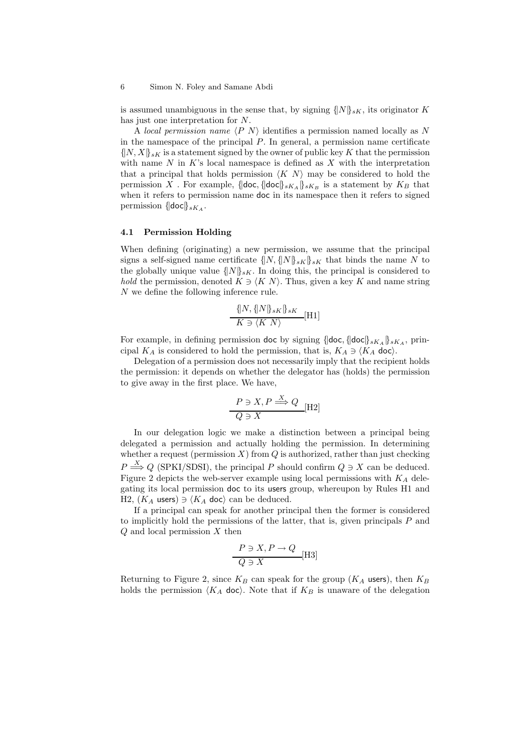is assumed unambiguous in the sense that, by signing $\{|N|\}_{sK}$, its originator $K$ has just one interpretation for $N$.

A *local permission name* $\langle P\ N\rangle$ identifies a permission named locally as $N$ in the namespace of the principal $P$. In general, a permission name certificate $\{|N, X|\}_{sK}$ is a statement signed by the owner of public key $K$ that the permission with name $N$ in $K$'s local namespace is defined as $X$ with the interpretation that a principal that holds permission $\langle K\ N\rangle$ may be considered to hold the permission $X$ . For example, $\{|\mathsf{doc}, \{|\mathsf{doc}|\}_{sK_A}|\}_{sK_B}$ is a statement by $K_B$ that when it refers to permission name doc in its namespace then it refers to signed permission $\{|\mathsf{doc}|\}_{sK_A}$.

### 4.1 Permission Holding

When defining (originating) a new permission, we assume that the principal signs a self-signed name certificate $\{|N, \{|N|\}_{sK}|\}_{sK}$ that binds the name $N$ to the globally unique value $\{|N|\}_{sK}$. In doing this, the principal is considered to *hold* the permission, denoted $K \ni \langle K\ N\rangle$. Thus, given a key $K$ and name string $N$ we define the following inference rule.

$$\frac{\{|N, \{|N|\}_{sK}|\}_{sK}}{K \ni \langle K\ N\rangle}[\text{H1}]$$

For example, in defining permission doc by signing $\{|\mathsf{doc}, \{|\mathsf{doc}|\}_{sK_A}|\}_{sK_A}$, principal $K_A$ is considered to hold the permission, that is, $K_A \ni \langle K_A\ \mathsf{doc}\rangle$.

Delegation of a permission does not necessarily imply that the recipient holds the permission: it depends on whether the delegator has (holds) the permission to give away in the first place. We have,

$$\frac{P \ni X, P \stackrel{X}{\Longrightarrow} Q}{Q \ni X}[\text{H2}]$$

In our delegation logic we make a distinction between a principal being delegated a permission and actually holding the permission. In determining whether a request (permission $X$) from $Q$ is authorized, rather than just checking $P \stackrel{X}{\Longrightarrow} Q$ (SPKI/SDSI), the principal $P$ should confirm $Q \ni X$ can be deduced. Figure 2 depicts the web-server example using local permissions with $K_A$ delegating its local permission doc to its users group, whereupon by Rules H1 and H2, $(K_A\ \mathsf{users}) \ni \langle K_A\ \mathsf{doc}\rangle$ can be deduced.

If a principal can speak for another principal then the former is considered to implicitly hold the permissions of the latter, that is, given principals $P$ and $Q$ and local permission $X$ then

$$\frac{P \ni X, P \rightarrow Q}{Q \ni X}[\text{H3}]$$

Returning to Figure 2, since $K_B$ can speak for the group $(K_A\ \mathsf{users})$, then $K_B$ holds the permission $\langle K_A\ \mathsf{doc}\rangle$. Note that if $K_B$ is unaware of the delegation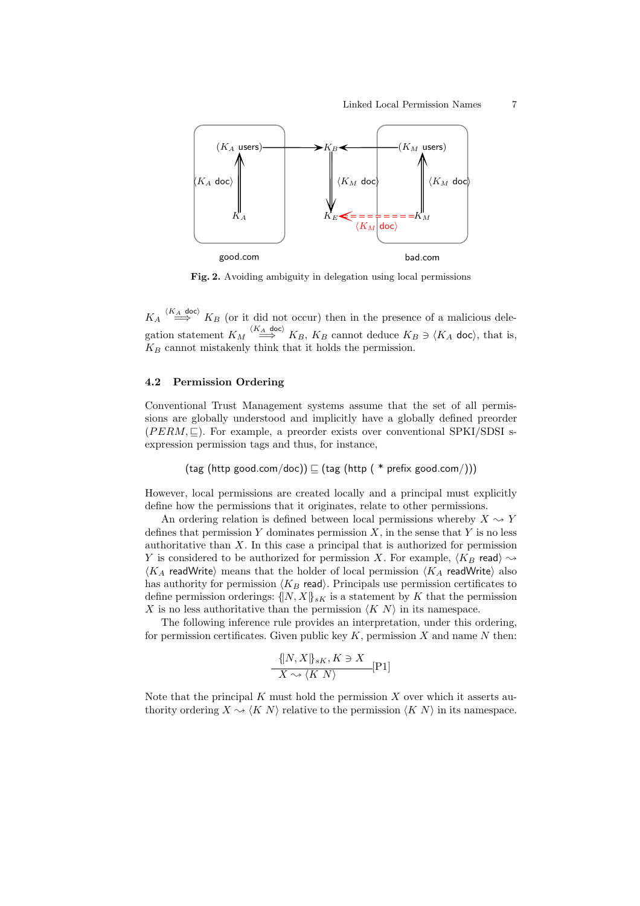**Fig. 2.** Avoiding ambiguity in delegation using local permissions

$K_A \overset{\langle K_A\ \mathsf{doc}\rangle}{\Longrightarrow} K_B$ (or it did not occur) then in the presence of a malicious delegation statement $K_M \overset{\langle K_A\ \mathsf{doc}\rangle}{\Longrightarrow} K_B$, $K_B$ cannot deduce $K_B \ni \langle K_A\ \mathsf{doc}\rangle$, that is, $K_B$ cannot mistakenly think that it holds the permission.

### 4.2 Permission Ordering

Conventional Trust Management systems assume that the set of all permissions are globally understood and implicitly have a globally defined preorder $(PERM, \sqsubseteq)$. For example, a preorder exists over conventional SPKI/SDSI s-expression permission tags and thus, for instance,

$$(\mathsf{tag}\ (\mathsf{http\ good.com/doc})) \sqsubseteq (\mathsf{tag}\ (\mathsf{http}\ (\ *\ \mathsf{prefix\ good.com/})))$$

However, local permissions are created locally and a principal must explicitly define how the permissions that it originates, relate to other permissions.

An ordering relation is defined between local permissions whereby $X \rightsquigarrow Y$ defines that permission $Y$ dominates permission $X$, in the sense that $Y$ is no less authoritative than $X$. In this case a principal that is authorized for permission $Y$ is considered to be authorized for permission $X$. For example, $\langle K_B\ \mathsf{read}\rangle \rightsquigarrow \langle K_A\ \mathsf{readWrite}\rangle$ means that the holder of local permission $\langle K_A\ \mathsf{readWrite}\rangle$ also has authority for permission $\langle K_B\ \mathsf{read}\rangle$. Principals use permission certificates to define permission orderings: $\{\!| N, X |\!\}_{sK}$ is a statement by $K$ that the permission $X$ is no less authoritative than the permission $\langle K\ N\rangle$ in its namespace.

The following inference rule provides an interpretation, under this ordering, for permission certificates. Given public key $K$, permission $X$ and name $N$ then:

$$\frac{\{\!| N, X |\!\}_{sK}, K \ni X}{X \rightsquigarrow \langle K\ N\rangle}[\mathrm{P1}]$$

Note that the principal $K$ must hold the permission $X$ over which it asserts authority ordering $X \rightsquigarrow \langle K\ N\rangle$ relative to the permission $\langle K\ N\rangle$ in its namespace.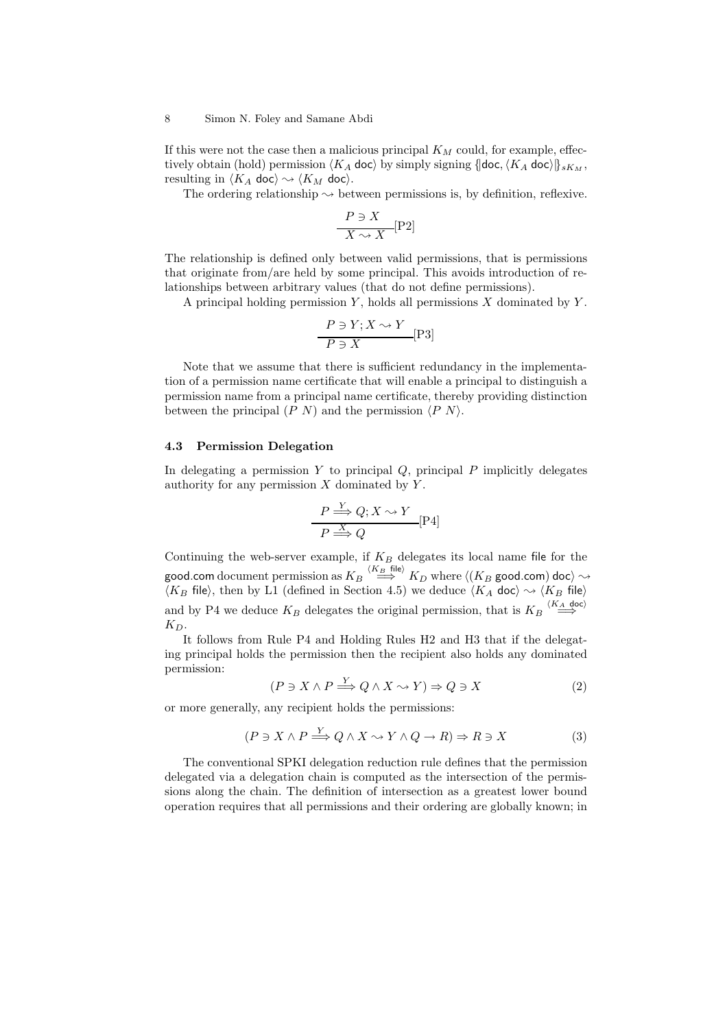If this were not the case then a malicious principal $K_M$ could, for example, effectively obtain (hold) permission $\langle K_A\ \mathsf{doc}\rangle$ by simply signing $\{\!|\mathsf{doc}, \langle K_A\ \mathsf{doc}\rangle|\!\}_{sK_M}$, resulting in $\langle K_A\ \mathsf{doc}\rangle \rightsquigarrow \langle K_M\ \mathsf{doc}\rangle$.

The ordering relationship $\rightsquigarrow$ between permissions is, by definition, reflexive.

$$\frac{P \ni X}{X \rightsquigarrow X}[\text{P2}]$$

The relationship is defined only between valid permissions, that is permissions that originate from/are held by some principal. This avoids introduction of relationships between arbitrary values (that do not define permissions).

A principal holding permission $Y$, holds all permissions $X$ dominated by $Y$.

$$\frac{P \ni Y; X \rightsquigarrow Y}{P \ni X}[\text{P3}]$$

Note that we assume that there is sufficient redundancy in the implementation of a permission name certificate that will enable a principal to distinguish a permission name from a principal name certificate, thereby providing distinction between the principal $(P\ N)$ and the permission $\langle P\ N\rangle$.

### 4.3 Permission Delegation

In delegating a permission $Y$ to principal $Q$, principal $P$ implicitly delegates authority for any permission $X$ dominated by $Y$.

$$\frac{P \stackrel{Y}{\Longrightarrow} Q; X \rightsquigarrow Y}{P \stackrel{X}{\Longrightarrow} Q}[\text{P4}]$$

Continuing the web-server example, if $K_B$ delegates its local name $\mathsf{file}$ for the $\mathsf{good.com}$ document permission as $K_B \stackrel{\langle K_B\ \mathsf{file}\rangle}{\Longrightarrow} K_D$ where $\langle (K_B\ \mathsf{good.com})\ \mathsf{doc}\rangle \rightsquigarrow \langle K_B\ \mathsf{file}\rangle$, then by L1 (defined in Section 4.5) we deduce $\langle K_A\ \mathsf{doc}\rangle \rightsquigarrow \langle K_B\ \mathsf{file}\rangle$ and by P4 we deduce $K_B$ delegates the original permission, that is $K_B \stackrel{\langle K_A\ \mathsf{doc}\rangle}{\Longrightarrow} K_D$.

It follows from Rule P4 and Holding Rules H2 and H3 that if the delegating principal holds the permission then the recipient also holds any dominated permission:

$$(P \ni X \wedge P \stackrel{Y}{\Longrightarrow} Q \wedge X \rightsquigarrow Y) \Rightarrow Q \ni X \tag{2}$$

or more generally, any recipient holds the permissions:

$$(P \ni X \wedge P \stackrel{Y}{\Longrightarrow} Q \wedge X \rightsquigarrow Y \wedge Q \rightarrow R) \Rightarrow R \ni X \tag{3}$$

The conventional SPKI delegation reduction rule defines that the permission delegated via a delegation chain is computed as the intersection of the permissions along the chain. The definition of intersection as a greatest lower bound operation requires that all permissions and their ordering are globally known; in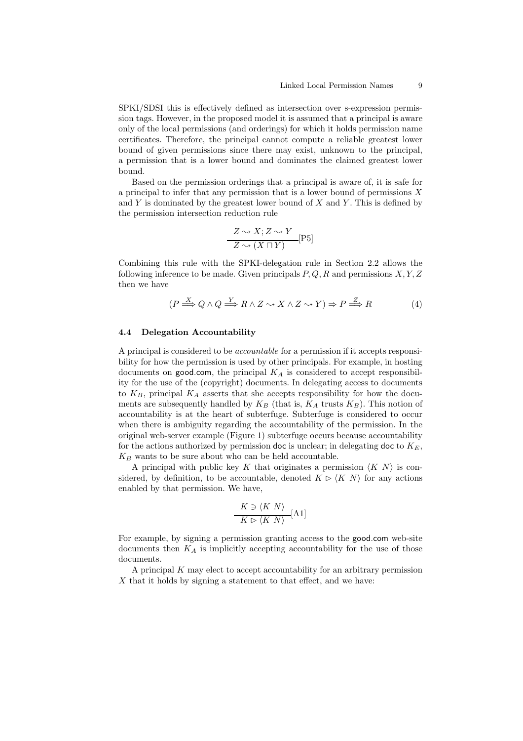SPKI/SDSI this is effectively defined as intersection over s-expression permission tags. However, in the proposed model it is assumed that a principal is aware only of the local permissions (and orderings) for which it holds permission name certificates. Therefore, the principal cannot compute a reliable greatest lower bound of given permissions since there may exist, unknown to the principal, a permission that is a lower bound and dominates the claimed greatest lower bound.

Based on the permission orderings that a principal is aware of, it is safe for a principal to infer that any permission that is a lower bound of permissions $X$ and $Y$ is dominated by the greatest lower bound of $X$ and $Y$. This is defined by the permission intersection reduction rule

$$\frac{Z \rightsquigarrow X; Z \rightsquigarrow Y}{Z \rightsquigarrow (X \sqcap Y)}[\text{P5}]$$

Combining this rule with the SPKI-delegation rule in Section 2.2 allows the following inference to be made. Given principals $P, Q, R$ and permissions $X, Y, Z$ then we have

$$(P \overset{X}{\Longrightarrow} Q \wedge Q \overset{Y}{\Longrightarrow} R \wedge Z \rightsquigarrow X \wedge Z \rightsquigarrow Y) \Rightarrow P \overset{Z}{\Longrightarrow} R \tag{4}$$

### 4.4 Delegation Accountability

A principal is considered to be *accountable* for a permission if it accepts responsibility for how the permission is used by other principals. For example, in hosting documents on good.com, the principal $K_A$ is considered to accept responsibility for the use of the (copyright) documents. In delegating access to documents to $K_B$, principal $K_A$ asserts that she accepts responsibility for how the documents are subsequently handled by $K_B$ (that is, $K_A$ trusts $K_B$). This notion of accountability is at the heart of subterfuge. Subterfuge is considered to occur when there is ambiguity regarding the accountability of the permission. In the original web-server example (Figure 1) subterfuge occurs because accountability for the actions authorized by permission doc is unclear; in delegating doc to $K_E$, $K_B$ wants to be sure about who can be held accountable.

A principal with public key $K$ that originates a permission $\langle K\ N\rangle$ is considered, by definition, to be accountable, denoted $K \rhd \langle K\ N\rangle$ for any actions enabled by that permission. We have,

$$\frac{K \ni \langle K\ N\rangle}{K \rhd \langle K\ N\rangle}[\text{A1}]$$

For example, by signing a permission granting access to the good.com web-site documents then $K_A$ is implicitly accepting accountability for the use of those documents.

A principal $K$ may elect to accept accountability for an arbitrary permission $X$ that it holds by signing a statement to that effect, and we have: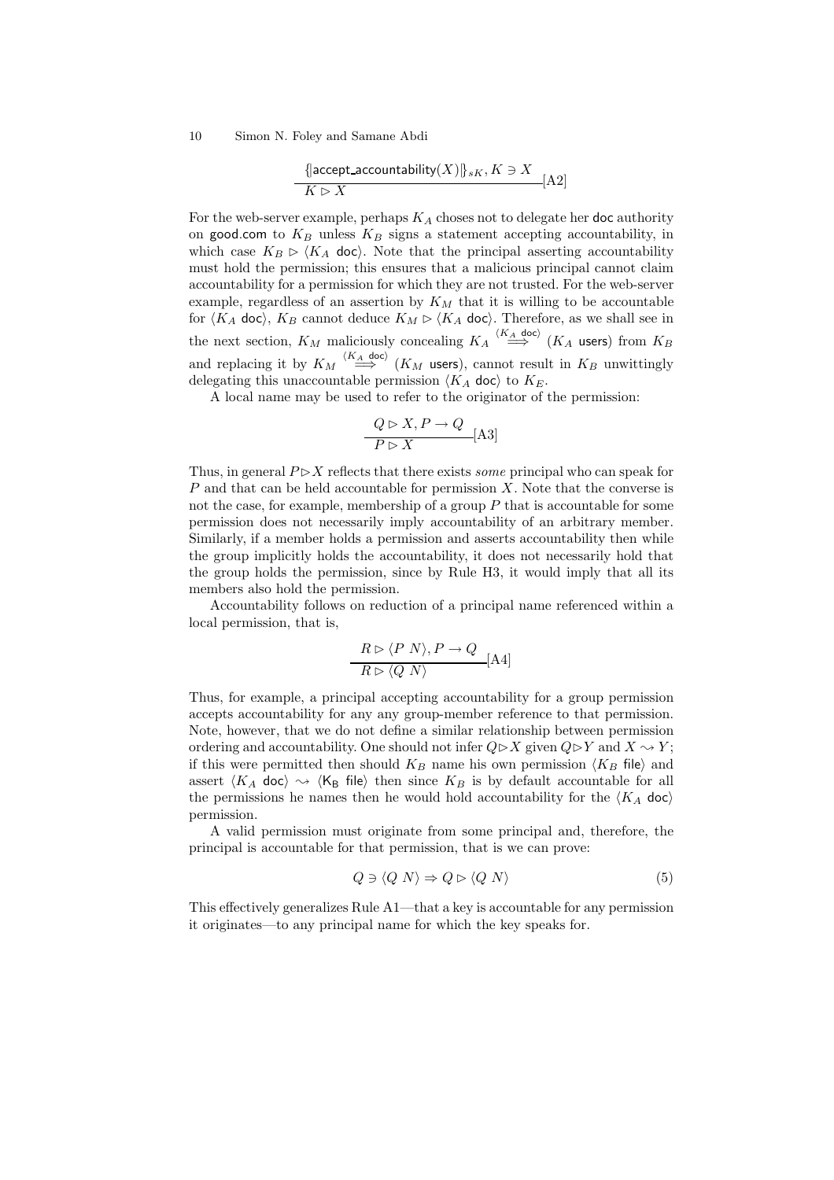$$\frac{\{\!|\mathsf{accept\_accountability}(X)|\!\}_{sK}, K \ni X}{K \rhd X}[\text{A2}]$$

For the web-server example, perhaps $K_A$ choses not to delegate her doc authority on good.com to $K_B$ unless $K_B$ signs a statement accepting accountability, in which case $K_B \rhd \langle K_A\ \mathsf{doc}\rangle$. Note that the principal asserting accountability must hold the permission; this ensures that a malicious principal cannot claim accountability for a permission for which they are not trusted. For the web-server example, regardless of an assertion by $K_M$ that it is willing to be accountable for $\langle K_A\ \mathsf{doc}\rangle$, $K_B$ cannot deduce $K_M \rhd \langle K_A\ \mathsf{doc}\rangle$. Therefore, as we shall see in the next section, $K_M$ maliciously concealing $K_A \stackrel{\langle K_A\ \mathsf{doc}\rangle}{\Longrightarrow} (K_A\ \mathsf{users})$ from $K_B$ and replacing it by $K_M \stackrel{\langle K_A\ \mathsf{doc}\rangle}{\Longrightarrow} (K_M\ \mathsf{users})$, cannot result in $K_B$ unwittingly delegating this unaccountable permission $\langle K_A\ \mathsf{doc}\rangle$ to $K_E$.

A local name may be used to refer to the originator of the permission:

$$\frac{Q \rhd X, P \rightarrow Q}{P \rhd X}[\text{A3}]$$

Thus, in general $P \rhd X$ reflects that there exists *some* principal who can speak for $P$ and that can be held accountable for permission $X$. Note that the converse is not the case, for example, membership of a group $P$ that is accountable for some permission does not necessarily imply accountability of an arbitrary member. Similarly, if a member holds a permission and asserts accountability then while the group implicitly holds the accountability, it does not necessarily hold that the group holds the permission, since by Rule H3, it would imply that all its members also hold the permission.

Accountability follows on reduction of a principal name referenced within a local permission, that is,

$$\frac{R \rhd \langle P\ N\rangle, P \rightarrow Q}{R \rhd \langle Q\ N\rangle}[\text{A4}]$$

Thus, for example, a principal accepting accountability for a group permission accepts accountability for any any group-member reference to that permission. Note, however, that we do not define a similar relationship between permission ordering and accountability. One should not infer $Q \rhd X$ given $Q \rhd Y$ and $X \rightsquigarrow Y$; if this were permitted then should $K_B$ name his own permission $\langle K_B\ \mathsf{file}\rangle$ and assert $\langle K_A\ \mathsf{doc}\rangle \rightsquigarrow \langle \mathsf{K_B}\ \mathsf{file}\rangle$ then since $K_B$ is by default accountable for all the permissions he names then he would hold accountability for the $\langle K_A\ \mathsf{doc}\rangle$ permission.

A valid permission must originate from some principal and, therefore, the principal is accountable for that permission, that is we can prove:

$$Q \ni \langle Q\ N\rangle \Rightarrow Q \rhd \langle Q\ N\rangle \tag{5}$$

This effectively generalizes Rule A1—that a key is accountable for any permission it originates—to any principal name for which the key speaks for.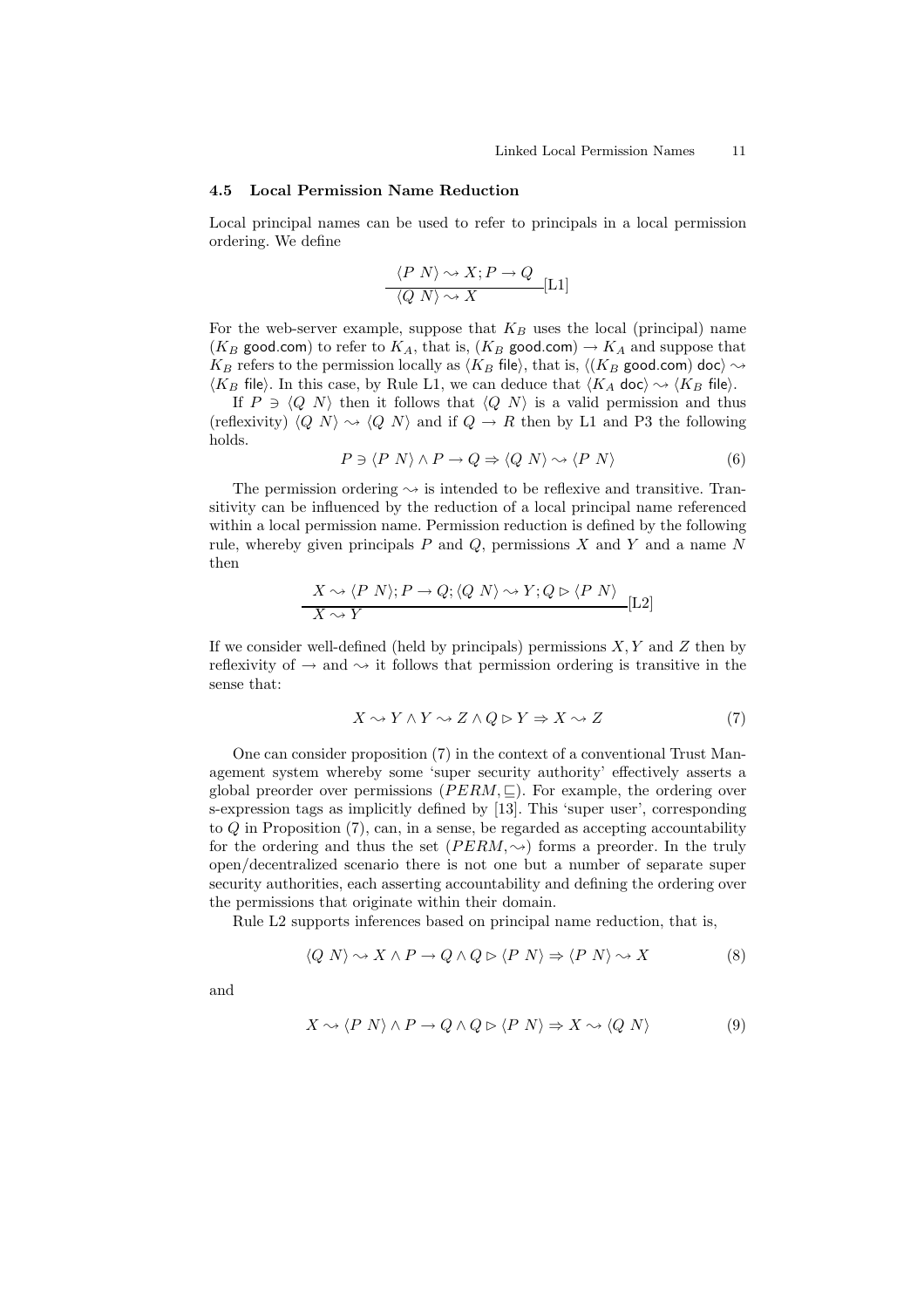### 4.5 Local Permission Name Reduction

Local principal names can be used to refer to principals in a local permission ordering. We define

$$\frac{\langle P\ N\rangle \rightsquigarrow X; P \rightarrow Q}{\langle Q\ N\rangle \rightsquigarrow X}[\text{L1}]$$

For the web-server example, suppose that $K_B$ uses the local (principal) name ($K_B$ $\mathsf{good.com}$) to refer to $K_A$, that is, ($K_B$ $\mathsf{good.com}$) $\rightarrow K_A$ and suppose that $K_B$ refers to the permission locally as $\langle K_B\ \mathsf{file}\rangle$, that is, $\langle (K_B\ \mathsf{good.com})\ \mathsf{doc}\rangle \rightsquigarrow \langle K_B\ \mathsf{file}\rangle$. In this case, by Rule L1, we can deduce that $\langle K_A\ \mathsf{doc}\rangle \rightsquigarrow \langle K_B\ \mathsf{file}\rangle$.

If $P \ni \langle Q\ N\rangle$ then it follows that $\langle Q\ N\rangle$ is a valid permission and thus (reflexivity) $\langle Q\ N\rangle \rightsquigarrow \langle Q\ N\rangle$ and if $Q \rightarrow R$ then by L1 and P3 the following holds.

$$P \ni \langle P\ N\rangle \wedge P \rightarrow Q \Rightarrow \langle Q\ N\rangle \rightsquigarrow \langle P\ N\rangle \tag{6}$$

The permission ordering $\rightsquigarrow$ is intended to be reflexive and transitive. Transitivity can be influenced by the reduction of a local principal name referenced within a local permission name. Permission reduction is defined by the following rule, whereby given principals $P$ and $Q$, permissions $X$ and $Y$ and a name $N$ then

$$\frac{X \rightsquigarrow \langle P\ N\rangle; P \rightarrow Q; \langle Q\ N\rangle \rightsquigarrow Y; Q \rhd \langle P\ N\rangle}{X \rightsquigarrow Y}[\text{L2}]$$

If we consider well-defined (held by principals) permissions $X, Y$ and $Z$ then by reflexivity of $\rightarrow$ and $\rightsquigarrow$ it follows that permission ordering is transitive in the sense that:

$$X \rightsquigarrow Y \wedge Y \rightsquigarrow Z \wedge Q \rhd Y \Rightarrow X \rightsquigarrow Z \tag{7}$$

One can consider proposition (7) in the context of a conventional Trust Management system whereby some 'super security authority' effectively asserts a global preorder over permissions $(PERM, \sqsubseteq)$. For example, the ordering over s-expression tags as implicitly defined by [13]. This 'super user', corresponding to $Q$ in Proposition (7), can, in a sense, be regarded as accepting accountability for the ordering and thus the set $(PERM, \rightsquigarrow)$ forms a preorder. In the truly open/decentralized scenario there is not one but a number of separate super security authorities, each asserting accountability and defining the ordering over the permissions that originate within their domain.

Rule L2 supports inferences based on principal name reduction, that is,

$$\langle Q\ N\rangle \rightsquigarrow X \wedge P \rightarrow Q \wedge Q \rhd \langle P\ N\rangle \Rightarrow \langle P\ N\rangle \rightsquigarrow X \tag{8}$$

and

$$X \rightsquigarrow \langle P\ N\rangle \wedge P \rightarrow Q \wedge Q \rhd \langle P\ N\rangle \Rightarrow X \rightsquigarrow \langle Q\ N\rangle \tag{9}$$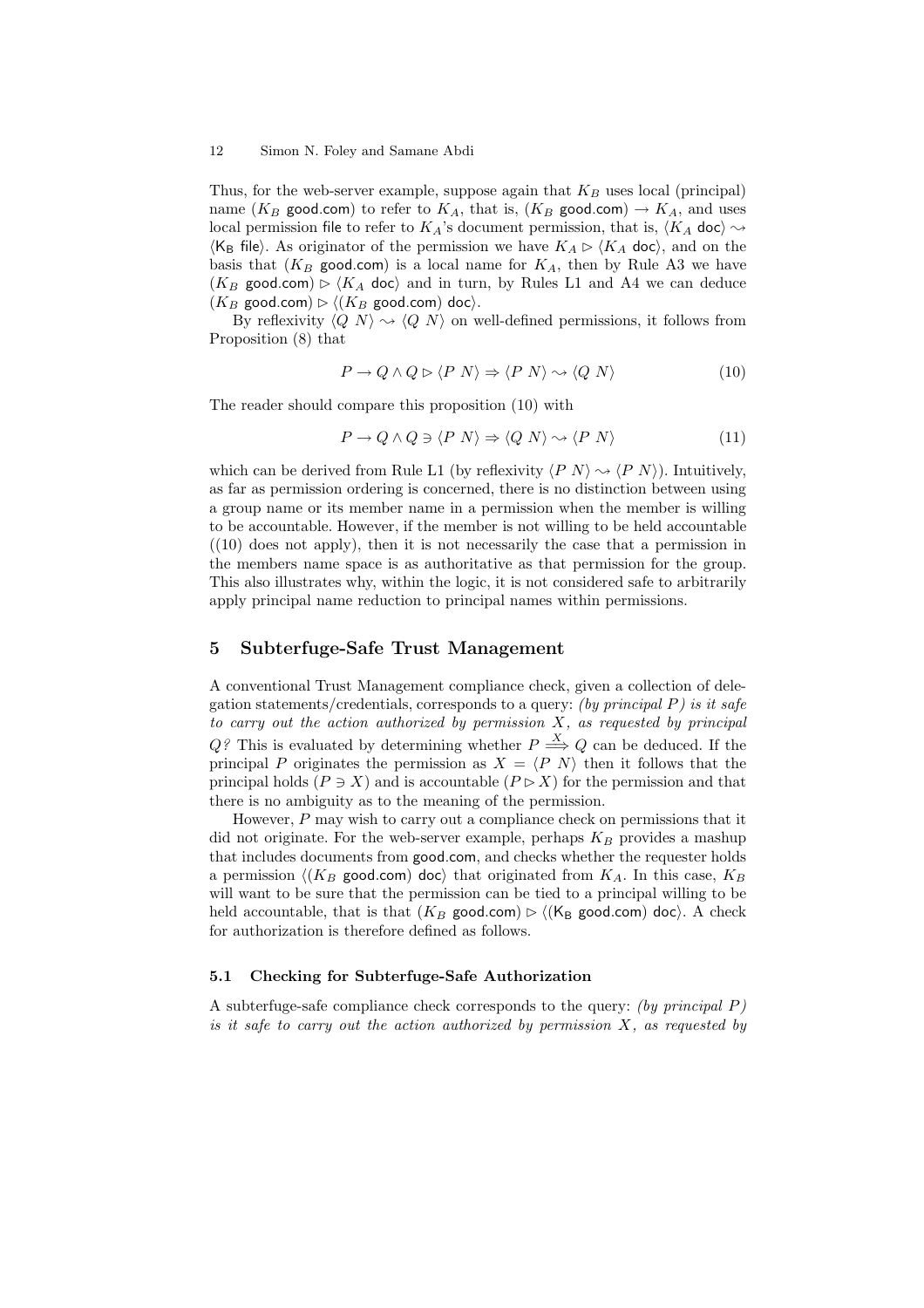Thus, for the web-server example, suppose again that $K_B$ uses local (principal) name ($K_B$ $\mathsf{good.com}$) to refer to $K_A$, that is, ($K_B$ $\mathsf{good.com}$) $\rightarrow K_A$, and uses local permission $\mathsf{file}$ to refer to $K_A$'s document permission, that is, $\langle K_A\ \mathsf{doc}\rangle \rightsquigarrow \langle \mathsf{K_B}\ \mathsf{file}\rangle$. As originator of the permission we have $K_A \rhd \langle K_A\ \mathsf{doc}\rangle$, and on the basis that ($K_B$ $\mathsf{good.com}$) is a local name for $K_A$, then by Rule A3 we have $(K_B\ \mathsf{good.com}) \rhd \langle K_A\ \mathsf{doc}\rangle$ and in turn, by Rules L1 and A4 we can deduce $(K_B\ \mathsf{good.com}) \rhd \langle (K_B\ \mathsf{good.com})\ \mathsf{doc}\rangle$.

By reflexivity $\langle Q\ N\rangle \rightsquigarrow \langle Q\ N\rangle$ on well-defined permissions, it follows from Proposition (8) that

$$P \rightarrow Q \wedge Q \rhd \langle P\ N\rangle \Rightarrow \langle P\ N\rangle \rightsquigarrow \langle Q\ N\rangle \tag{10}$$

The reader should compare this proposition (10) with

$$P \rightarrow Q \wedge Q \ni \langle P\ N\rangle \Rightarrow \langle Q\ N\rangle \rightsquigarrow \langle P\ N\rangle \tag{11}$$

which can be derived from Rule L1 (by reflexivity $\langle P\ N\rangle \rightsquigarrow \langle P\ N\rangle$). Intuitively, as far as permission ordering is concerned, there is no distinction between using a group name or its member name in a permission when the member is willing to be accountable. However, if the member is not willing to be held accountable ((10) does not apply), then it is not necessarily the case that a permission in the members name space is as authoritative as that permission for the group. This also illustrates why, within the logic, it is not considered safe to arbitrarily apply principal name reduction to principal names within permissions.

## 5 Subterfuge-Safe Trust Management

A conventional Trust Management compliance check, given a collection of delegation statements/credentials, corresponds to a query: *(by principal $P$) is it safe to carry out the action authorized by permission $X$, as requested by principal $Q$?* This is evaluated by determining whether $P \stackrel{X}{\Longrightarrow} Q$ can be deduced. If the principal $P$ originates the permission as $X = \langle P\ N\rangle$ then it follows that the principal holds ($P \ni X$) and is accountable ($P \rhd X$) for the permission and that there is no ambiguity as to the meaning of the permission.

However, $P$ may wish to carry out a compliance check on permissions that it did not originate. For the web-server example, perhaps $K_B$ provides a mashup that includes documents from $\mathsf{good.com}$, and checks whether the requester holds a permission $\langle (K_B\ \mathsf{good.com})\ \mathsf{doc}\rangle$ that originated from $K_A$. In this case, $K_B$ will want to be sure that the permission can be tied to a principal willing to be held accountable, that is that $(K_B\ \mathsf{good.com}) \rhd \langle (\mathsf{K_B}\ \mathsf{good.com})\ \mathsf{doc}\rangle$. A check for authorization is therefore defined as follows.

### 5.1 Checking for Subterfuge-Safe Authorization

A subterfuge-safe compliance check corresponds to the query: *(by principal $P$) is it safe to carry out the action authorized by permission $X$, as requested by*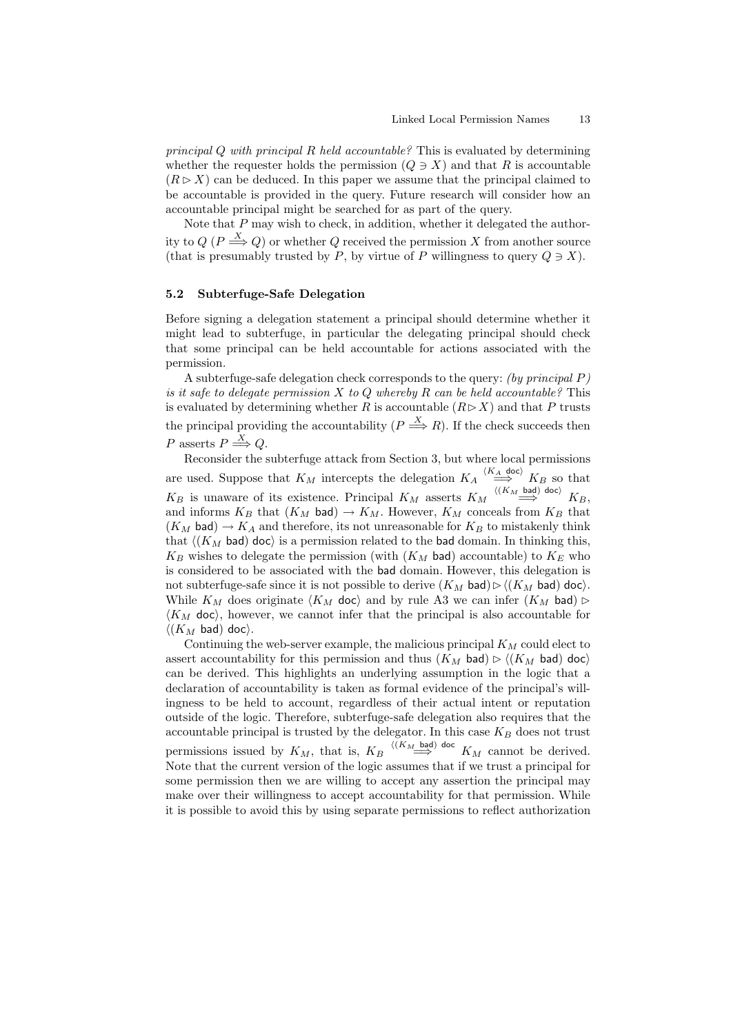*principal $Q$ with principal $R$ held accountable?* This is evaluated by determining whether the requester holds the permission ($Q \ni X$) and that $R$ is accountable ($R \rhd X$) can be deduced. In this paper we assume that the principal claimed to be accountable is provided in the query. Future research will consider how an accountable principal might be searched for as part of the query.

Note that $P$ may wish to check, in addition, whether it delegated the authority to $Q$ ($P \stackrel{X}{\Longrightarrow} Q$) or whether $Q$ received the permission $X$ from another source (that is presumably trusted by $P$, by virtue of $P$ willingness to query $Q \ni X$).

### 5.2 Subterfuge-Safe Delegation

Before signing a delegation statement a principal should determine whether it might lead to subterfuge, in particular the delegating principal should check that some principal can be held accountable for actions associated with the permission.

A subterfuge-safe delegation check corresponds to the query: *(by principal $P$) is it safe to delegate permission $X$ to $Q$ whereby $R$ can be held accountable?* This is evaluated by determining whether $R$ is accountable ($R \rhd X$) and that $P$ trusts the principal providing the accountability ($P \stackrel{X}{\Longrightarrow} R$). If the check succeeds then $P$ asserts $P \stackrel{X}{\Longrightarrow} Q$.

Reconsider the subterfuge attack from Section 3, but where local permissions are used. Suppose that $K_M$ intercepts the delegation $K_A \stackrel{\langle K_A\ \mathsf{doc}\rangle}{\Longrightarrow} K_B$ so that $K_B$ is unaware of its existence. Principal $K_M$ asserts $K_M \stackrel{\langle (K_M\ \mathsf{bad})\ \mathsf{doc}\rangle}{\Longrightarrow} K_B$, and informs $K_B$ that $(K_M\ \mathsf{bad}) \rightarrow K_M$. However, $K_M$ conceals from $K_B$ that $(K_M\ \mathsf{bad}) \rightarrow K_A$ and therefore, its not unreasonable for $K_B$ to mistakenly think that $\langle (K_M\ \mathsf{bad})\ \mathsf{doc}\rangle$ is a permission related to the $\mathsf{bad}$ domain. In thinking this, $K_B$ wishes to delegate the permission (with $(K_M\ \mathsf{bad})$ accountable) to $K_E$ who is considered to be associated with the $\mathsf{bad}$ domain. However, this delegation is not subterfuge-safe since it is not possible to derive $(K_M\ \mathsf{bad}) \rhd \langle (K_M\ \mathsf{bad})\ \mathsf{doc}\rangle$. While $K_M$ does originate $\langle K_M\ \mathsf{doc}\rangle$ and by rule A3 we can infer $(K_M\ \mathsf{bad}) \rhd \langle K_M\ \mathsf{doc}\rangle$, however, we cannot infer that the principal is also accountable for $\langle (K_M\ \mathsf{bad})\ \mathsf{doc}\rangle$.

Continuing the web-server example, the malicious principal $K_M$ could elect to assert accountability for this permission and thus $(K_M\ \mathsf{bad}) \rhd \langle (K_M\ \mathsf{bad})\ \mathsf{doc}\rangle$ can be derived. This highlights an underlying assumption in the logic that a declaration of accountability is taken as formal evidence of the principal's willingness to be held to account, regardless of their actual intent or reputation outside of the logic. Therefore, subterfuge-safe delegation also requires that the accountable principal is trusted by the delegator. In this case $K_B$ does not trust permissions issued by $K_M$, that is, $K_B \stackrel{\langle (K_M\ \mathsf{bad})\ \mathsf{doc}}{\Longrightarrow} K_M$ cannot be derived. Note that the current version of the logic assumes that if we trust a principal for some permission then we are willing to accept any assertion the principal may make over their willingness to accept accountability for that permission. While it is possible to avoid this by using separate permissions to reflect authorization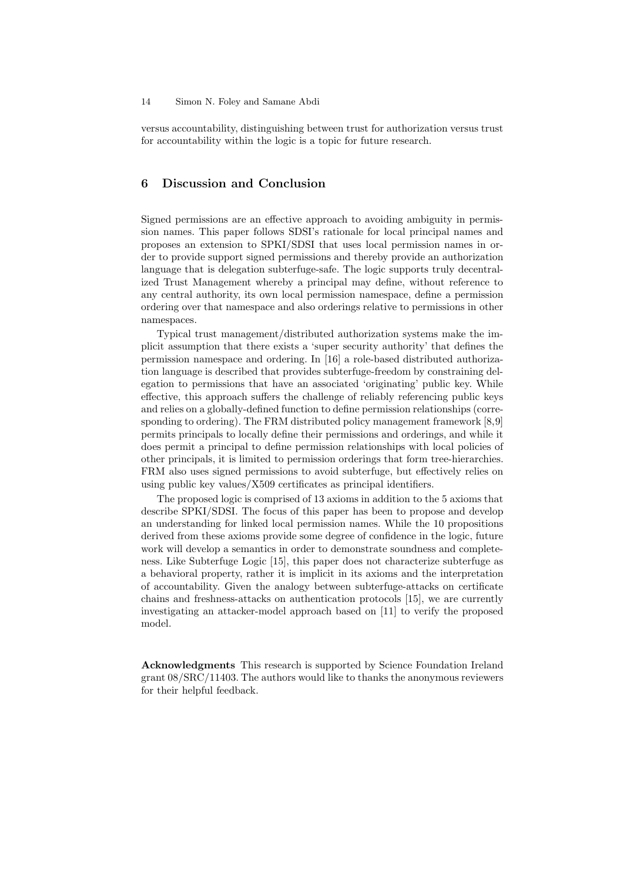versus accountability, distinguishing between trust for authorization versus trust for accountability within the logic is a topic for future research.

## 6 Discussion and Conclusion

Signed permissions are an effective approach to avoiding ambiguity in permission names. This paper follows SDSI's rationale for local principal names and proposes an extension to SPKI/SDSI that uses local permission names in order to provide support signed permissions and thereby provide an authorization language that is delegation subterfuge-safe. The logic supports truly decentralized Trust Management whereby a principal may define, without reference to any central authority, its own local permission namespace, define a permission ordering over that namespace and also orderings relative to permissions in other namespaces.

Typical trust management/distributed authorization systems make the implicit assumption that there exists a 'super security authority' that defines the permission namespace and ordering. In [16] a role-based distributed authorization language is described that provides subterfuge-freedom by constraining delegation to permissions that have an associated 'originating' public key. While effective, this approach suffers the challenge of reliably referencing public keys and relies on a globally-defined function to define permission relationships (corresponding to ordering). The FRM distributed policy management framework [8,9] permits principals to locally define their permissions and orderings, and while it does permit a principal to define permission relationships with local policies of other principals, it is limited to permission orderings that form tree-hierarchies. FRM also uses signed permissions to avoid subterfuge, but effectively relies on using public key values/X509 certificates as principal identifiers.

The proposed logic is comprised of 13 axioms in addition to the 5 axioms that describe SPKI/SDSI. The focus of this paper has been to propose and develop an understanding for linked local permission names. While the 10 propositions derived from these axioms provide some degree of confidence in the logic, future work will develop a semantics in order to demonstrate soundness and completeness. Like Subterfuge Logic [15], this paper does not characterize subterfuge as a behavioral property, rather it is implicit in its axioms and the interpretation of accountability. Given the analogy between subterfuge-attacks on certificate chains and freshness-attacks on authentication protocols [15], we are currently investigating an attacker-model approach based on [11] to verify the proposed model.

**Acknowledgments** This research is supported by Science Foundation Ireland grant 08/SRC/11403. The authors would like to thanks the anonymous reviewers for their helpful feedback.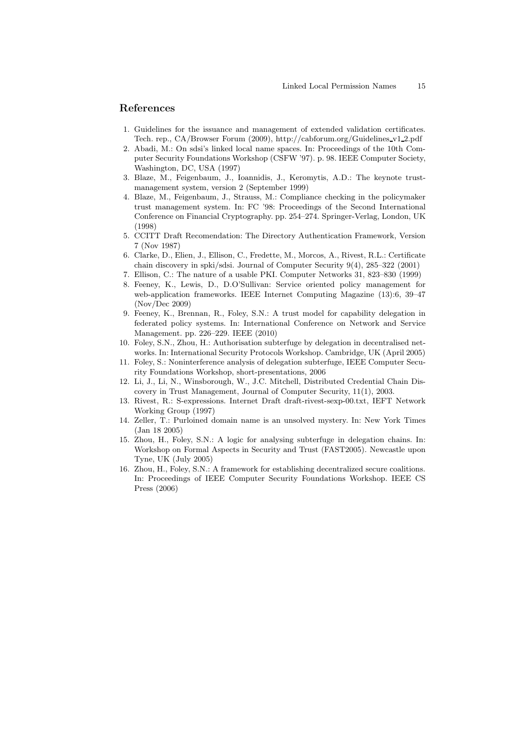# References

1. Guidelines for the issuance and management of extended validation certificates. Tech. rep., CA/Browser Forum (2009), http://cabforum.org/Guidelines_v1_2.pdf
2. Abadi, M.: On sdsi's linked local name spaces. In: Proceedings of the 10th Computer Security Foundations Workshop (CSFW '97). p. 98. IEEE Computer Society, Washington, DC, USA (1997)
3. Blaze, M., Feigenbaum, J., Ioannidis, J., Keromytis, A.D.: The keynote trust-management system, version 2 (September 1999)
4. Blaze, M., Feigenbaum, J., Strauss, M.: Compliance checking in the policymaker trust management system. In: FC '98: Proceedings of the Second International Conference on Financial Cryptography. pp. 254–274. Springer-Verlag, London, UK (1998)
5. CCITT Draft Recomendation: The Directory Authentication Framework, Version 7 (Nov 1987)
6. Clarke, D., Elien, J., Ellison, C., Fredette, M., Morcos, A., Rivest, R.L.: Certificate chain discovery in spki/sdsi. Journal of Computer Security 9(4), 285–322 (2001)
7. Ellison, C.: The nature of a usable PKI. Computer Networks 31, 823–830 (1999)
8. Feeney, K., Lewis, D., D.O'Sullivan: Service oriented policy management for web-application frameworks. IEEE Internet Computing Magazine (13):6, 39–47 (Nov/Dec 2009)
9. Feeney, K., Brennan, R., Foley, S.N.: A trust model for capability delegation in federated policy systems. In: International Conference on Network and Service Management. pp. 226–229. IEEE (2010)
10. Foley, S.N., Zhou, H.: Authorisation subterfuge by delegation in decentralised networks. In: International Security Protocols Workshop. Cambridge, UK (April 2005)
11. Foley, S.: Noninterference analysis of delegation subterfuge, IEEE Computer Security Foundations Workshop, short-presentations, 2006
12. Li, J., Li, N., Winsborough, W., J.C. Mitchell, Distributed Credential Chain Discovery in Trust Management, Journal of Computer Security, 11(1), 2003.
13. Rivest, R.: S-expressions. Internet Draft draft-rivest-sexp-00.txt, IEFT Network Working Group (1997)
14. Zeller, T.: Purloined domain name is an unsolved mystery. In: New York Times (Jan 18 2005)
15. Zhou, H., Foley, S.N.: A logic for analysing subterfuge in delegation chains. In: Workshop on Formal Aspects in Security and Trust (FAST2005). Newcastle upon Tyne, UK (July 2005)
16. Zhou, H., Foley, S.N.: A framework for establishing decentralized secure coalitions. In: Proceedings of IEEE Computer Security Foundations Workshop. IEEE CS Press (2006)